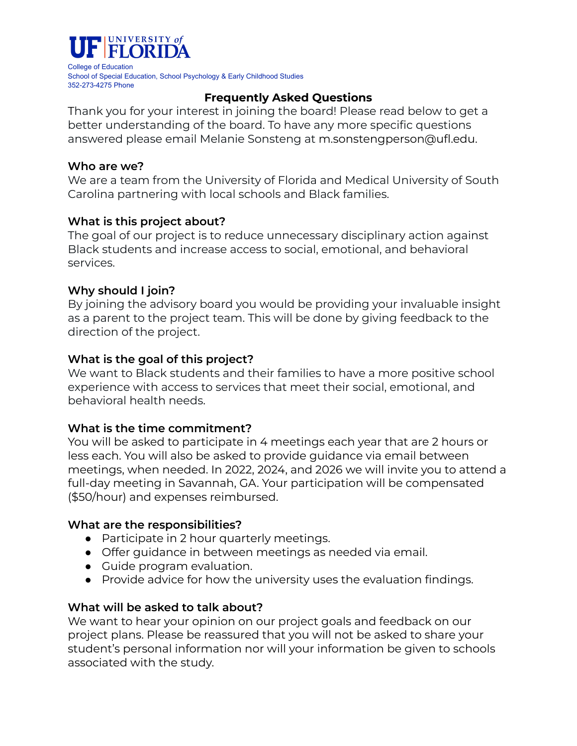UF | UNIVERSITY of FLORIDA

College of Education
School of Special Education, School Psychology & Early Childhood Studies
352-273-4275 Phone

## Frequently Asked Questions

Thank you for your interest in joining the board! Please read below to get a better understanding of the board. To have any more specific questions answered please email Melanie Sonsteng at m.sonstengperson@ufl.edu.

### Who are we?

We are a team from the University of Florida and Medical University of South Carolina partnering with local schools and Black families.

### What is this project about?

The goal of our project is to reduce unnecessary disciplinary action against Black students and increase access to social, emotional, and behavioral services.

### Why should I join?

By joining the advisory board you would be providing your invaluable insight as a parent to the project team. This will be done by giving feedback to the direction of the project.

### What is the goal of this project?

We want to Black students and their families to have a more positive school experience with access to services that meet their social, emotional, and behavioral health needs.

### What is the time commitment?

You will be asked to participate in 4 meetings each year that are 2 hours or less each. You will also be asked to provide guidance via email between meetings, when needed. In 2022, 2024, and 2026 we will invite you to attend a full-day meeting in Savannah, GA. Your participation will be compensated ($50/hour) and expenses reimbursed.

### What are the responsibilities?

- Participate in 2 hour quarterly meetings.
- Offer guidance in between meetings as needed via email.
- Guide program evaluation.
- Provide advice for how the university uses the evaluation findings.

### What will be asked to talk about?

We want to hear your opinion on our project goals and feedback on our project plans. Please be reassured that you will not be asked to share your student's personal information nor will your information be given to schools associated with the study.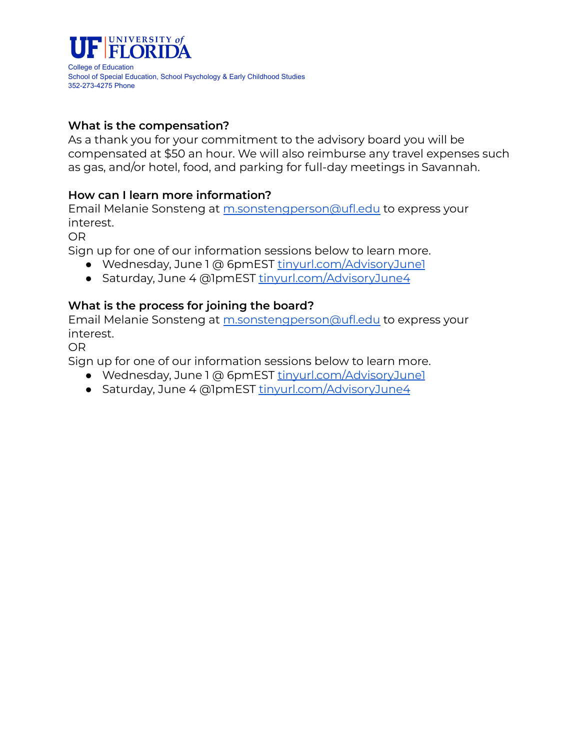UF UNIVERSITY of FLORIDA

College of Education
School of Special Education, School Psychology & Early Childhood Studies
352-273-4275 Phone

**What is the compensation?**
As a thank you for your commitment to the advisory board you will be compensated at $50 an hour. We will also reimburse any travel expenses such as gas, and/or hotel, food, and parking for full-day meetings in Savannah.

**How can I learn more information?**
Email Melanie Sonsteng at m.sonstengperson@ufl.edu to express your interest.
OR
Sign up for one of our information sessions below to learn more.

- Wednesday, June 1 @ 6pmEST tinyurl.com/AdvisoryJune1
- Saturday, June 4 @1pmEST tinyurl.com/AdvisoryJune4

**What is the process for joining the board?**
Email Melanie Sonsteng at m.sonstengperson@ufl.edu to express your interest.
OR
Sign up for one of our information sessions below to learn more.

- Wednesday, June 1 @ 6pmEST tinyurl.com/AdvisoryJune1
- Saturday, June 4 @1pmEST tinyurl.com/AdvisoryJune4